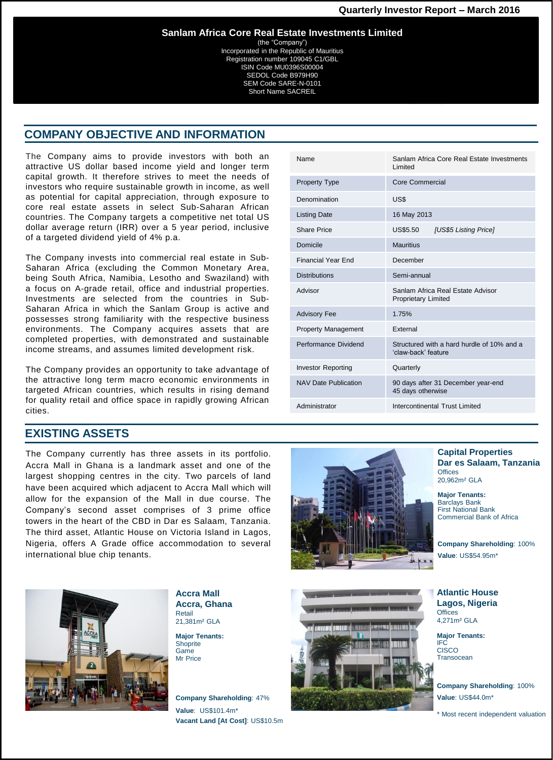Quarterly Investor Report – March 2016

# Sanlam Africa Core Real Estate Investments Limited

(the "Company")
Incorporated in the Republic of Mauritius
Registration number 109045 C1/GBL
ISIN Code MU0396S00004
SEDOL Code B979H90
SEM Code SARE-N-0101
Short Name SACREIL

## COMPANY OBJECTIVE AND INFORMATION

The Company aims to provide investors with both an attractive US dollar based income yield and longer term capital growth. It therefore strives to meet the needs of investors who require sustainable growth in income, as well as potential for capital appreciation, through exposure to core real estate assets in select Sub-Saharan African countries. The Company targets a competitive net total US dollar average return (IRR) over a 5 year period, inclusive of a targeted dividend yield of 4% p.a.

The Company invests into commercial real estate in Sub-Saharan Africa (excluding the Common Monetary Area, being South Africa, Namibia, Lesotho and Swaziland) with a focus on A-grade retail, office and industrial properties. Investments are selected from the countries in Sub-Saharan Africa in which the Sanlam Group is active and possesses strong familiarity with the respective business environments. The Company acquires assets that are completed properties, with demonstrated and sustainable income streams, and assumes limited development risk.

The Company provides an opportunity to take advantage of the attractive long term macro economic environments in targeted African countries, which results in rising demand for quality retail and office space in rapidly growing African cities.

| | |
|---|---|
| Name | Sanlam Africa Core Real Estate Investments Limited |
| Property Type | Core Commercial |
| Denomination | US$ |
| Listing Date | 16 May 2013 |
| Share Price | US$5.50 *[US$5 Listing Price]* |
| Domicile | Mauritius |
| Financial Year End | December |
| Distributions | Semi-annual |
| Advisor | Sanlam Africa Real Estate Advisor Proprietary Limited |
| Advisory Fee | 1.75% |
| Property Management | External |
| Performance Dividend | Structured with a hard hurdle of 10% and a 'claw-back' feature |
| Investor Reporting | Quarterly |
| NAV Date Publication | 90 days after 31 December year-end 45 days otherwise |
| Administrator | Intercontinental Trust Limited |

## EXISTING ASSETS

The Company currently has three assets in its portfolio. Accra Mall in Ghana is a landmark asset and one of the largest shopping centres in the city. Two parcels of land have been acquired which adjacent to Accra Mall which will allow for the expansion of the Mall in due course. The Company's second asset comprises of 3 prime office towers in the heart of the CBD in Dar es Salaam, Tanzania. The third asset, Atlantic House on Victoria Island in Lagos, Nigeria, offers A Grade office accommodation to several international blue chip tenants.

### Capital Properties
### Dar es Salaam, Tanzania

Offices
20,962m² GLA

**Major Tenants:**
Barclays Bank
First National Bank
Commercial Bank of Africa

**Company Shareholding**: 100%
**Value**: US$54.95m*

### Accra Mall
### Accra, Ghana

Retail
21,381m² GLA

**Major Tenants:**
Shoprite
Game
Mr Price

**Company Shareholding**: 47%
**Value**: US$101.4m*
**Vacant Land [At Cost]**: US$10.5m

### Atlantic House
### Lagos, Nigeria

Offices
4,271m² GLA

**Major Tenants:**
IFC
CISCO
Transocean

**Company Shareholding**: 100%
**Value**: US$44.0m*

\* Most recent independent valuation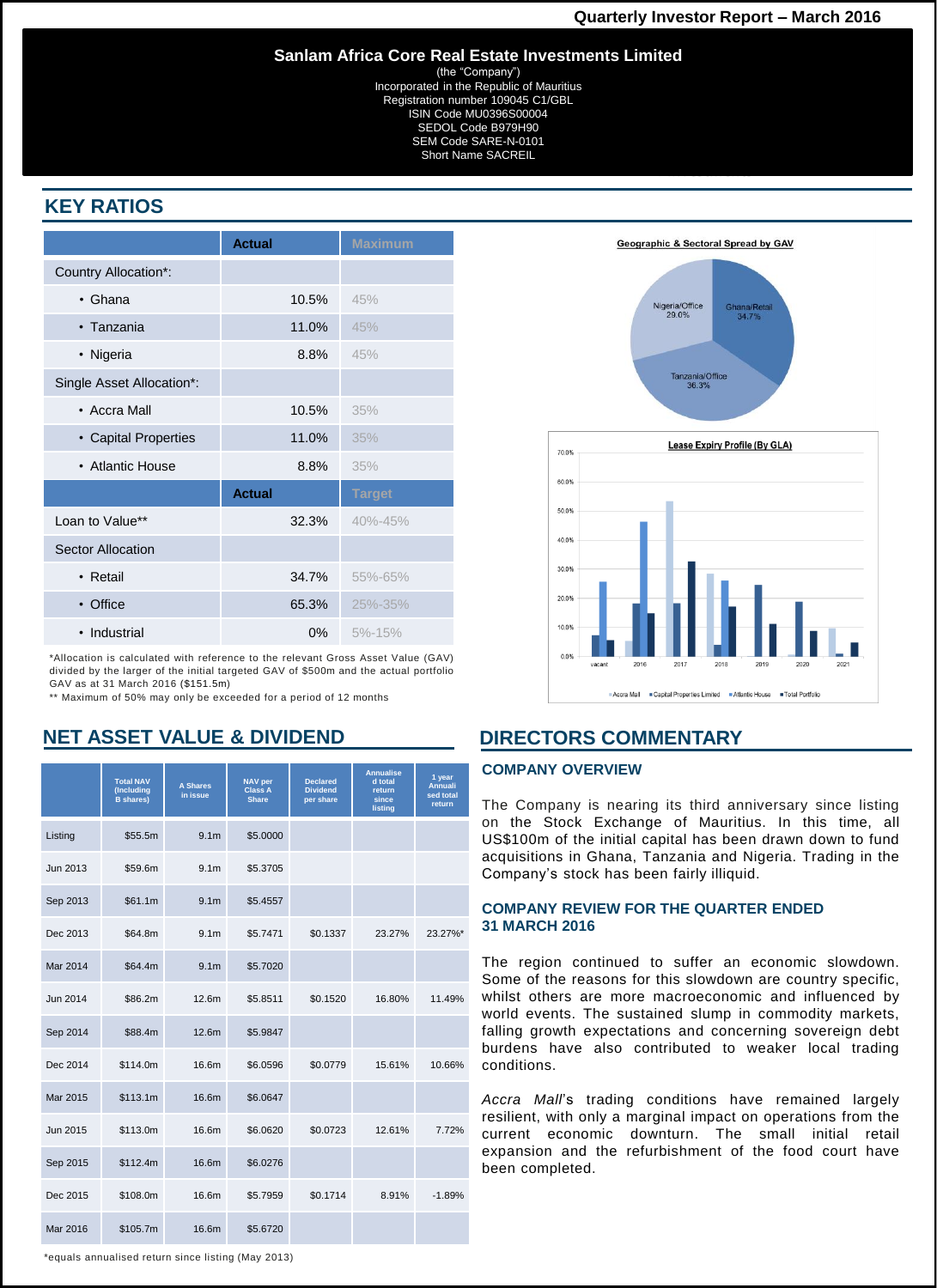# Sanlam Africa Core Real Estate Investments Limited

(the "Company")
Incorporated in the Republic of Mauritius
Registration number 109045 C1/GBL
ISIN Code MU0396S00004
SEDOL Code B979H90
SEM Code SARE-N-0101
Short Name SACREIL

## KEY RATIOS

| | Actual | Maximum |
|---|---|---|
| Country Allocation*: | | |
| • Ghana | 10.5% | 45% |
| • Tanzania | 11.0% | 45% |
| • Nigeria | 8.8% | 45% |
| Single Asset Allocation*: | | |
| • Accra Mall | 10.5% | 35% |
| • Capital Properties | 11.0% | 35% |
| • Atlantic House | 8.8% | 35% |
| | **Actual** | **Target** |
| Loan to Value** | 32.3% | 40%-45% |
| Sector Allocation | | |
| • Retail | 34.7% | 55%-65% |
| • Office | 65.3% | 25%-35% |
| • Industrial | 0% | 5%-15% |

*Allocation is calculated with reference to the relevant Gross Asset Value (GAV) divided by the larger of the initial targeted GAV of $500m and the actual portfolio GAV as at 31 March 2016 ($151.5m)

** Maximum of 50% may only be exceeded for a period of 12 months

**Geographic & Sectoral Spread by GAV**

Nigeria/Office 29.0%; Ghana/Retail 34.7%; Tanzania/Office 36.3%

**Lease Expiry Profile (By GLA)**

Accra Mall, Capital Properties Limited, Atlantic House, Total Portfolio

## NET ASSET VALUE & DIVIDEND

| | Total NAV (Including B shares) | A Shares in issue | NAV per Class A Share | Declared Dividend per share | Annualised total return since listing | 1 year Annualised total return |
|---|---|---|---|---|---|---|
| Listing | $55.5m | 9.1m | $5.0000 | | | |
| Jun 2013 | $59.6m | 9.1m | $5.3705 | | | |
| Sep 2013 | $61.1m | 9.1m | $5.4557 | | | |
| Dec 2013 | $64.8m | 9.1m | $5.7471 | $0.1337 | 23.27% | 23.27%* |
| Mar 2014 | $64.4m | 9.1m | $5.7020 | | | |
| Jun 2014 | $86.2m | 12.6m | $5.8511 | $0.1520 | 16.80% | 11.49% |
| Sep 2014 | $88.4m | 12.6m | $5.9847 | | | |
| Dec 2014 | $114.0m | 16.6m | $6.0596 | $0.0779 | 15.61% | 10.66% |
| Mar 2015 | $113.1m | 16.6m | $6.0647 | | | |
| Jun 2015 | $113.0m | 16.6m | $6.0620 | $0.0723 | 12.61% | 7.72% |
| Sep 2015 | $112.4m | 16.6m | $6.0276 | | | |
| Dec 2015 | $108.0m | 16.6m | $5.7959 | $0.1714 | 8.91% | -1.89% |
| Mar 2016 | $105.7m | 16.6m | $5.6720 | | | |

*equals annualised return since listing (May 2013)

## DIRECTORS COMMENTARY

### COMPANY OVERVIEW

The Company is nearing its third anniversary since listing on the Stock Exchange of Mauritius. In this time, all US$100m of the initial capital has been drawn down to fund acquisitions in Ghana, Tanzania and Nigeria. Trading in the Company's stock has been fairly illiquid.

### COMPANY REVIEW FOR THE QUARTER ENDED 31 MARCH 2016

The region continued to suffer an economic slowdown. Some of the reasons for this slowdown are country specific, whilst others are more macroeconomic and influenced by world events. The sustained slump in commodity markets, falling growth expectations and concerning sovereign debt burdens have also contributed to weaker local trading conditions.

*Accra Mall*'s trading conditions have remained largely resilient, with only a marginal impact on operations from the current economic downturn. The small initial retail expansion and the refurbishment of the food court have been completed.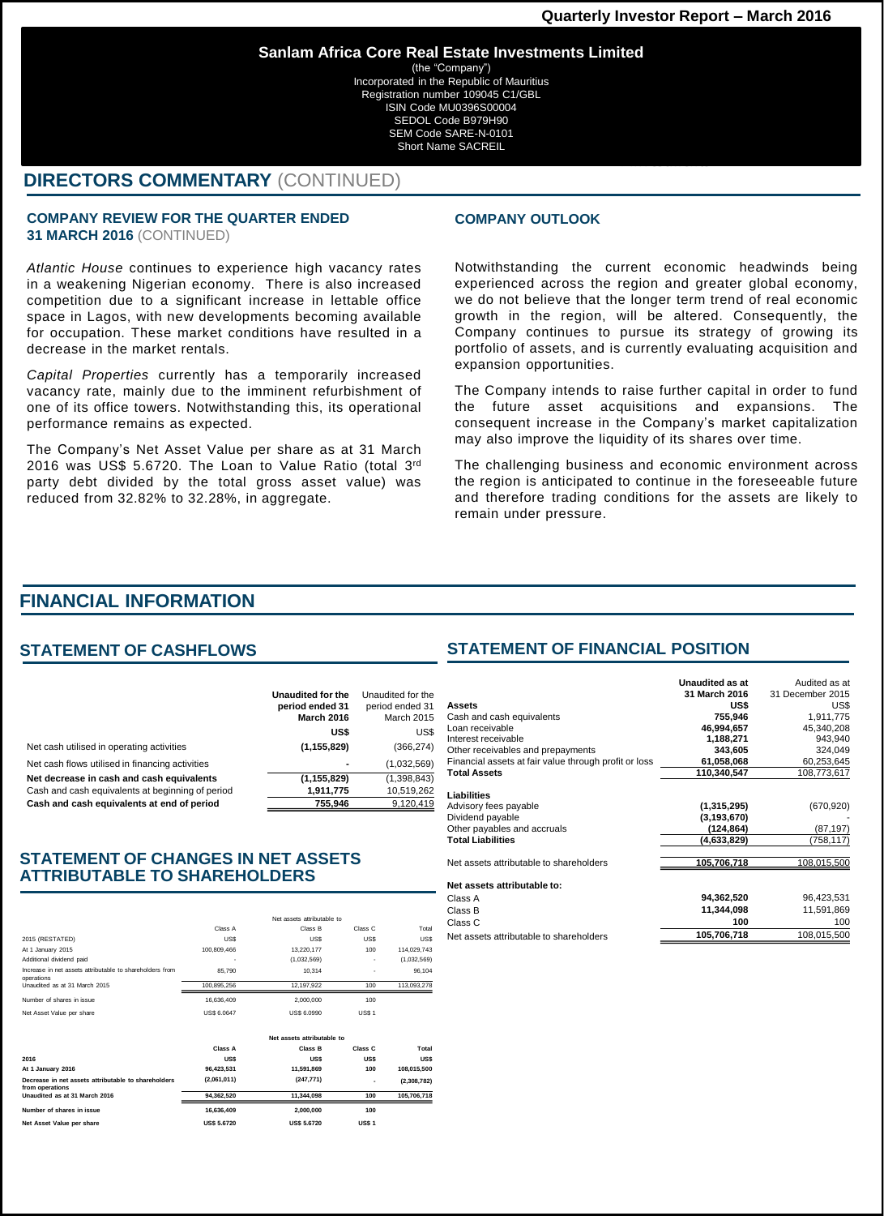**Sanlam Africa Core Real Estate Investments Limited**

(the "Company")
Incorporated in the Republic of Mauritius
Registration number 109045 C1/GBL
ISIN Code MU0396S00004
SEDOL Code B979H90
SEM Code SARE-N-0101
Short Name SACREIL

# DIRECTORS COMMENTARY (CONTINUED)

## COMPANY REVIEW FOR THE QUARTER ENDED 31 MARCH 2016 (CONTINUED)

*Atlantic House* continues to experience high vacancy rates in a weakening Nigerian economy. There is also increased competition due to a significant increase in lettable office space in Lagos, with new developments becoming available for occupation. These market conditions have resulted in a decrease in the market rentals.

*Capital Properties* currently has a temporarily increased vacancy rate, mainly due to the imminent refurbishment of one of its office towers. Notwithstanding this, its operational performance remains as expected.

The Company's Net Asset Value per share as at 31 March 2016 was US$ 5.6720. The Loan to Value Ratio (total 3rd party debt divided by the total gross asset value) was reduced from 32.82% to 32.28%, in aggregate.

## COMPANY OUTLOOK

Notwithstanding the current economic headwinds being experienced across the region and greater global economy, we do not believe that the longer term trend of real economic growth in the region, will be altered. Consequently, the Company continues to pursue its strategy of growing its portfolio of assets, and is currently evaluating acquisition and expansion opportunities.

The Company intends to raise further capital in order to fund the future asset acquisitions and expansions. The consequent increase in the Company's market capitalization may also improve the liquidity of its shares over time.

The challenging business and economic environment across the region is anticipated to continue in the foreseeable future and therefore trading conditions for the assets are likely to remain under pressure.

# FINANCIAL INFORMATION

## STATEMENT OF CASHFLOWS

| | **Unaudited for the period ended 31 March 2016** | Unaudited for the period ended 31 March 2015 |
|---|---|---|
| | **US$** | US$ |
| Net cash utilised in operating activities | **(1,155,829)** | (366,274) |
| Net cash flows utilised in financing activities | **-** | (1,032,569) |
| **Net decrease in cash and cash equivalents** | **(1,155,829)** | (1,398,843) |
| Cash and cash equivalents at beginning of period | **1,911,775** | 10,519,262 |
| **Cash and cash equivalents at end of period** | **755,946** | 9,120,419 |

## STATEMENT OF CHANGES IN NET ASSETS ATTRIBUTABLE TO SHAREHOLDERS

| | Net assets attributable to | | | |
|---|---|---|---|---|
| | Class A | Class B | Class C | Total |
| 2015 (RESTATED) | US$ | US$ | US$ | US$ |
| At 1 January 2015 | 100,809,466 | 13,220,177 | 100 | 114,029,743 |
| Additional dividend paid | - | (1,032,569) | - | (1,032,569) |
| Increase in net assets attributable to shareholders from operations | 85,790 | 10,314 | - | 96,104 |
| Unaudited as at 31 March 2015 | 100,895,256 | 12,197,922 | 100 | 113,093,278 |
| Number of shares in issue | 16,636,409 | 2,000,000 | 100 | |
| Net Asset Value per share | US$ 6.0647 | US$ 6.0990 | US$ 1 | |

| | **Net assets attributable to** | | | |
|---|---|---|---|---|
| | **Class A** | **Class B** | **Class C** | **Total** |
| **2016** | **US$** | **US$** | **US$** | **US$** |
| **At 1 January 2016** | **96,423,531** | **11,591,869** | **100** | **108,015,500** |
| **Decrease in net assets attributable to shareholders from operations** | **(2,061,011)** | **(247,771)** | **-** | **(2,308,782)** |
| **Unaudited as at 31 March 2016** | **94,362,520** | **11,344,098** | **100** | **105,706,718** |
| **Number of shares in issue** | **16,636,409** | **2,000,000** | **100** | |
| **Net Asset Value per share** | **US$ 5.6720** | **US$ 5.6720** | **US$ 1** | |

## STATEMENT OF FINANCIAL POSITION

| | **Unaudited as at 31 March 2016** | Audited as at 31 December 2015 |
|---|---|---|
| **Assets** | **US$** | US$ |
| Cash and cash equivalents | **755,946** | 1,911,775 |
| Loan receivable | **46,994,657** | 45,340,208 |
| Interest receivable | **1,188,271** | 943,940 |
| Other receivables and prepayments | **343,605** | 324,049 |
| Financial assets at fair value through profit or loss | **61,058,068** | 60,253,645 |
| **Total Assets** | **110,340,547** | 108,773,617 |
| **Liabilities** | | |
| Advisory fees payable | **(1,315,295)** | (670,920) |
| Dividend payable | **(3,193,670)** | - |
| Other payables and accruals | **(124,864)** | (87,197) |
| **Total Liabilities** | **(4,633,829)** | (758,117) |
| Net assets attributable to shareholders | **105,706,718** | 108,015,500 |
| **Net assets attributable to:** | | |
| Class A | **94,362,520** | 96,423,531 |
| Class B | **11,344,098** | 11,591,869 |
| Class C | **100** | 100 |
| Net assets attributable to shareholders | **105,706,718** | 108,015,500 |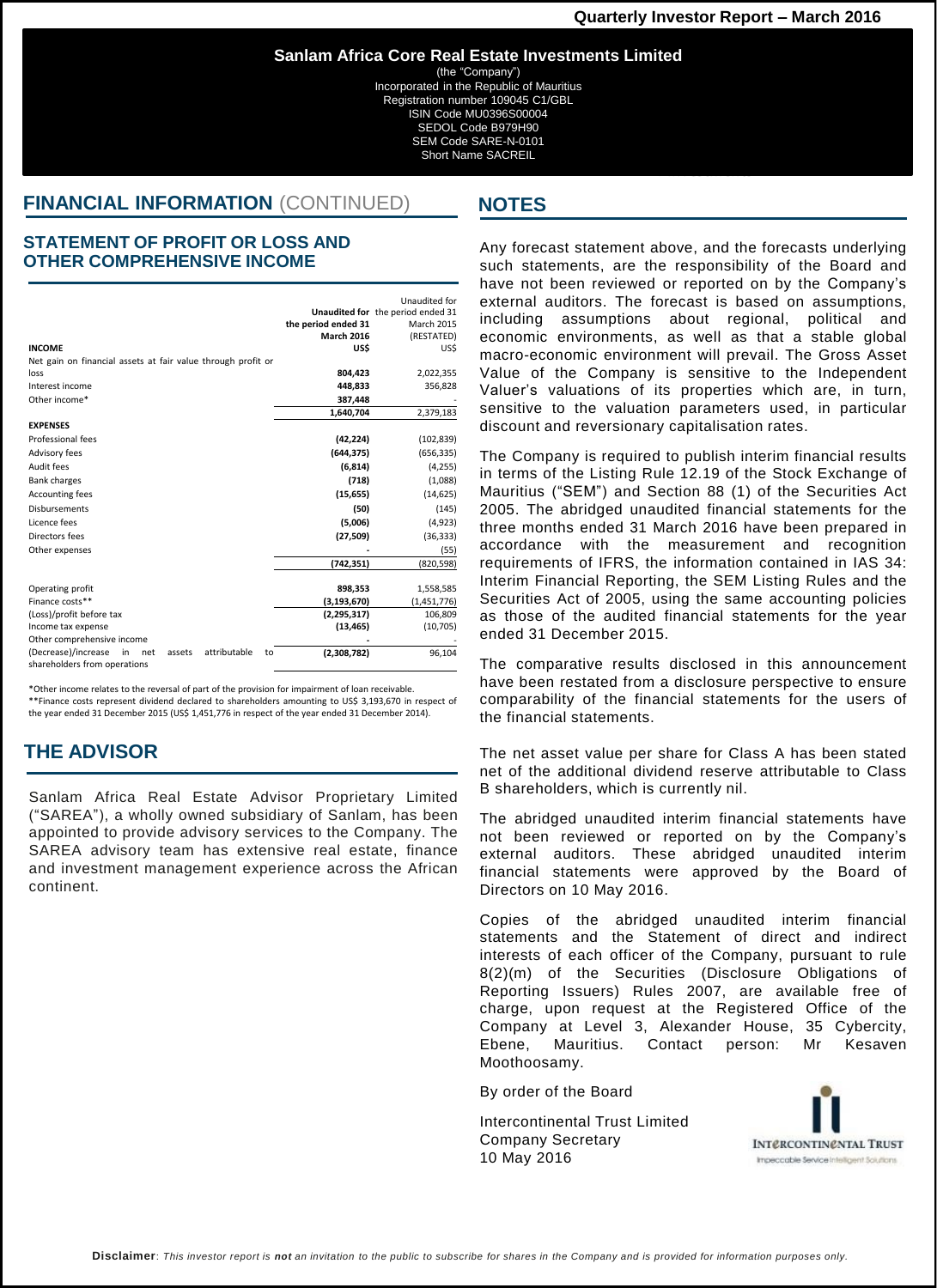Sanlam Africa Core Real Estate Investments Limited
(the "Company")
Incorporated in the Republic of Mauritius
Registration number 109045 C1/GBL
ISIN Code MU0396S00004
SEDOL Code B979H90
SEM Code SARE-N-0101
Short Name SACREIL

## FINANCIAL INFORMATION (CONTINUED)

### STATEMENT OF PROFIT OR LOSS AND OTHER COMPREHENSIVE INCOME

| | Unaudited for the period ended 31 March 2016 US$ | Unaudited for the period ended 31 March 2015 (RESTATED) US$ |
|---|---|---|
| **INCOME** | | |
| Net gain on financial assets at fair value through profit or loss | 804,423 | 2,022,355 |
| Interest income | 448,833 | 356,828 |
| Other income* | 387,448 | - |
| | 1,640,704 | 2,379,183 |
| **EXPENSES** | | |
| Professional fees | (42,224) | (102,839) |
| Advisory fees | (644,375) | (656,335) |
| Audit fees | (6,814) | (4,255) |
| Bank charges | (718) | (1,088) |
| Accounting fees | (15,655) | (14,625) |
| Disbursements | (50) | (145) |
| Licence fees | (5,006) | (4,923) |
| Directors fees | (27,509) | (36,333) |
| Other expenses | - | (55) |
| | (742,351) | (820,598) |
| Operating profit | 898,353 | 1,558,585 |
| Finance costs** | (3,193,670) | (1,451,776) |
| (Loss)/profit before tax | (2,295,317) | 106,809 |
| Income tax expense | (13,465) | (10,705) |
| Other comprehensive income | - | - |
| (Decrease)/increase in net assets attributable to shareholders from operations | (2,308,782) | 96,104 |

*Other income relates to the reversal of part of the provision for impairment of loan receivable.
**Finance costs represent dividend declared to shareholders amounting to US$ 3,193,670 in respect of the year ended 31 December 2015 (US$ 1,451,776 in respect of the year ended 31 December 2014).

## THE ADVISOR

Sanlam Africa Real Estate Advisor Proprietary Limited ("SAREA"), a wholly owned subsidiary of Sanlam, has been appointed to provide advisory services to the Company. The SAREA advisory team has extensive real estate, finance and investment management experience across the African continent.

## NOTES

Any forecast statement above, and the forecasts underlying such statements, are the responsibility of the Board and have not been reviewed or reported on by the Company's external auditors. The forecast is based on assumptions, including assumptions about regional, political and economic environments, as well as that a stable global macro-economic environment will prevail. The Gross Asset Value of the Company is sensitive to the Independent Valuer's valuations of its properties which are, in turn, sensitive to the valuation parameters used, in particular discount and reversionary capitalisation rates.

The Company is required to publish interim financial results in terms of the Listing Rule 12.19 of the Stock Exchange of Mauritius ("SEM") and Section 88 (1) of the Securities Act 2005. The abridged unaudited financial statements for the three months ended 31 March 2016 have been prepared in accordance with the measurement and recognition requirements of IFRS, the information contained in IAS 34: Interim Financial Reporting, the SEM Listing Rules and the Securities Act of 2005, using the same accounting policies as those of the audited financial statements for the year ended 31 December 2015.

The comparative results disclosed in this announcement have been restated from a disclosure perspective to ensure comparability of the financial statements for the users of the financial statements.

The net asset value per share for Class A has been stated net of the additional dividend reserve attributable to Class B shareholders, which is currently nil.

The abridged unaudited interim financial statements have not been reviewed or reported on by the Company's external auditors. These abridged unaudited interim financial statements were approved by the Board of Directors on 10 May 2016.

Copies of the abridged unaudited interim financial statements and the Statement of direct and indirect interests of each officer of the Company, pursuant to rule 8(2)(m) of the Securities (Disclosure Obligations of Reporting Issuers) Rules 2007, are available free of charge, upon request at the Registered Office of the Company at Level 3, Alexander House, 35 Cybercity, Ebene, Mauritius. Contact person: Mr Kesaven Moothoosamy.

By order of the Board

Intercontinental Trust Limited
Company Secretary
10 May 2016

**Disclaimer**: *This investor report is **not** an invitation to the public to subscribe for shares in the Company and is provided for information purposes only.*